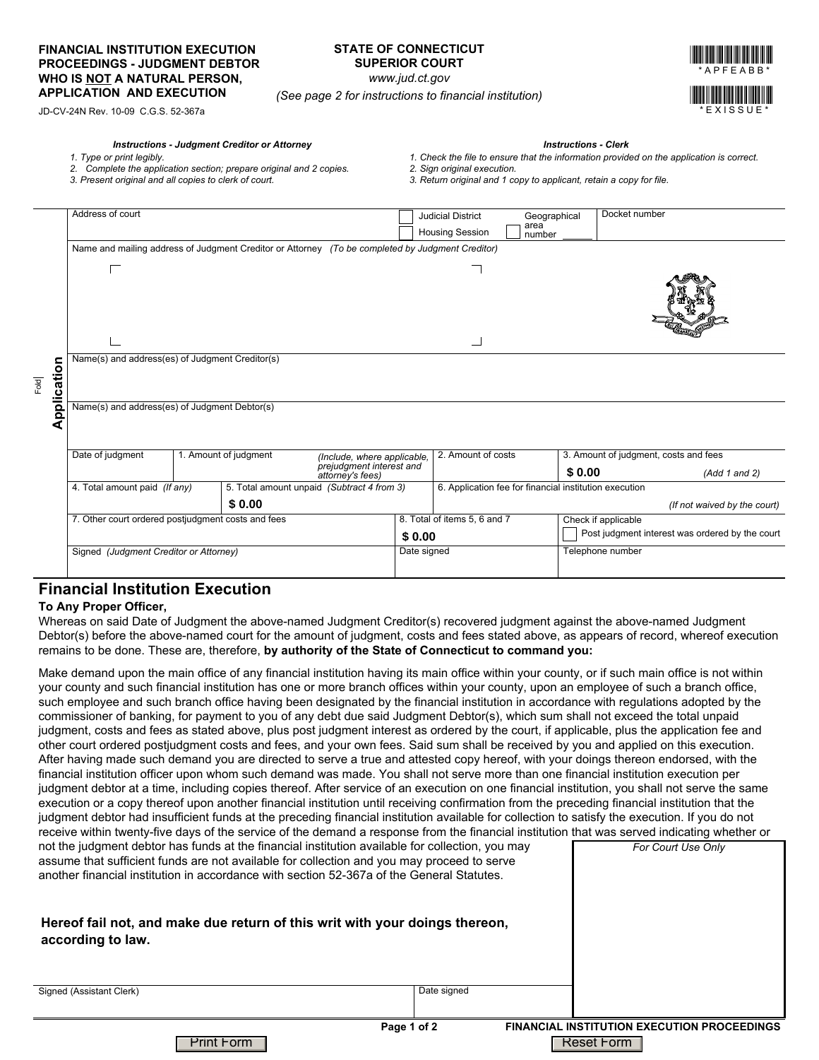**FINANCIAL INSTITUTION EXECUTION PROCEEDINGS - JUDGMENT DEBTOR WHO IS NOT A NATURAL PERSON, APPLICATION AND EXECUTION**

JD-CV-24N Rev. 10-09 C.G.S. 52-367a

**STATE OF CONNECTICUT**
**SUPERIOR COURT**
*www.jud.ct.gov*

*(See page 2 for instructions to financial institution)*

*APFEABB*

*EXISSUE*

***Instructions - Judgment Creditor or Attorney***

1. *Type or print legibly.*
2. *Complete the application section; prepare original and 2 copies.*
3. *Present original and all copies to clerk of court.*

***Instructions - Clerk***

1. *Check the file to ensure that the information provided on the application is correct.*
2. *Sign original execution.*
3. *Return original and 1 copy to applicant, retain a copy for file.*

## Application

| Address of court | | ☐ Judicial District ☐ Housing Session | ☐ Geographical area number ____ | Docket number |
|---|---|---|---|---|
| Name and mailing address of Judgment Creditor or Attorney *(To be completed by Judgment Creditor)* | | | | |
| Name(s) and address(es) of Judgment Creditor(s) | | | | |
| Name(s) and address(es) of Judgment Debtor(s) | | | | |
| Date of judgment | 1. Amount of judgment *(Include, where applicable, prejudgment interest and attorney's fees)* | 2. Amount of costs | 3. Amount of judgment, costs and fees $ 0.00 *(Add 1 and 2)* | |
| 4. Total amount paid *(If any)* | 5. Total amount unpaid *(Subtract 4 from 3)* $ 0.00 | 6. Application fee for financial institution execution *(If not waived by the court)* | | |
| 7. Other court ordered postjudgment costs and fees | | 8. Total of items 5, 6 and 7 $ 0.00 | Check if applicable ☐ Post judgment interest was ordered by the court | |
| Signed *(Judgment Creditor or Attorney)* | | Date signed | Telephone number | |

## Financial Institution Execution

**To Any Proper Officer,**

Whereas on said Date of Judgment the above-named Judgment Creditor(s) recovered judgment against the above-named Judgment Debtor(s) before the above-named court for the amount of judgment, costs and fees stated above, as appears of record, whereof execution remains to be done. These are, therefore, **by authority of the State of Connecticut to command you:**

Make demand upon the main office of any financial institution having its main office within your county, or if such main office is not within your county and such financial institution has one or more branch offices within your county, upon an employee of such a branch office, such employee and such branch office having been designated by the financial institution in accordance with regulations adopted by the commissioner of banking, for payment to you of any debt due said Judgment Debtor(s), which sum shall not exceed the total unpaid judgment, costs and fees as stated above, plus post judgment interest as ordered by the court, if applicable, plus the application fee and other court ordered postjudgment costs and fees, and your own fees. Said sum shall be received by you and applied on this execution. After having made such demand you are directed to serve a true and attested copy hereof, with your doings thereon endorsed, with the financial institution officer upon whom such demand was made. You shall not serve more than one financial institution execution per judgment debtor at a time, including copies thereof. After service of an execution on one financial institution, you shall not serve the same execution or a copy thereof upon another financial institution until receiving confirmation from the preceding financial institution that the judgment debtor had insufficient funds at the preceding financial institution available for collection to satisfy the execution. If you do not receive within twenty-five days of the service of the demand a response from the financial institution that was served indicating whether or not the judgment debtor has funds at the financial institution available for collection, you may assume that sufficient funds are not available for collection and you may proceed to serve another financial institution in accordance with section 52-367a of the General Statutes.

**Hereof fail not, and make due return of this writ with your doings thereon, according to law.**

| Signed (Assistant Clerk) | Date signed | *For Court Use Only* |
|---|---|---|
| | | |

**FINANCIAL INSTITUTION EXECUTION PROCEEDINGS**

Print Form | Reset Form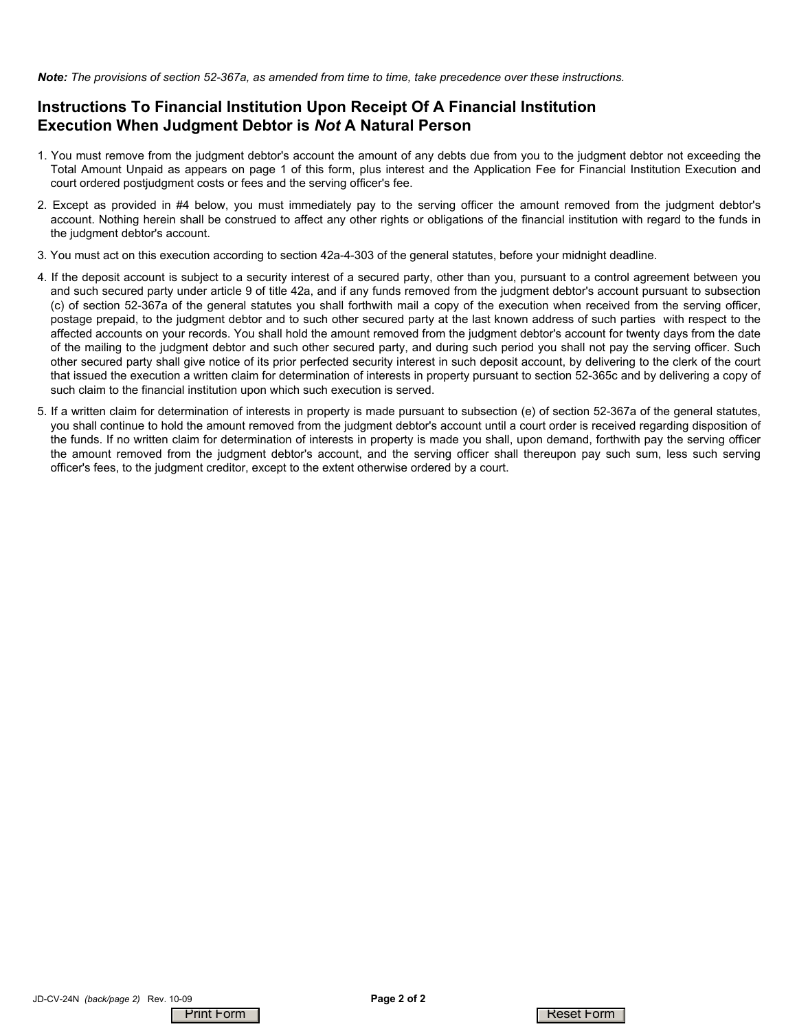***Note:** The provisions of section 52-367a, as amended from time to time, take precedence over these instructions.*

## Instructions To Financial Institution Upon Receipt Of A Financial Institution Execution When Judgment Debtor is *Not* A Natural Person

1. You must remove from the judgment debtor's account the amount of any debts due from you to the judgment debtor not exceeding the Total Amount Unpaid as appears on page 1 of this form, plus interest and the Application Fee for Financial Institution Execution and court ordered postjudgment costs or fees and the serving officer's fee.

2. Except as provided in #4 below, you must immediately pay to the serving officer the amount removed from the judgment debtor's account. Nothing herein shall be construed to affect any other rights or obligations of the financial institution with regard to the funds in the judgment debtor's account.

3. You must act on this execution according to section 42a-4-303 of the general statutes, before your midnight deadline.

4. If the deposit account is subject to a security interest of a secured party, other than you, pursuant to a control agreement between you and such secured party under article 9 of title 42a, and if any funds removed from the judgment debtor's account pursuant to subsection (c) of section 52-367a of the general statutes you shall forthwith mail a copy of the execution when received from the serving officer, postage prepaid, to the judgment debtor and to such other secured party at the last known address of such parties with respect to the affected accounts on your records. You shall hold the amount removed from the judgment debtor's account for twenty days from the date of the mailing to the judgment debtor and such other secured party, and during such period you shall not pay the serving officer. Such other secured party shall give notice of its prior perfected security interest in such deposit account, by delivering to the clerk of the court that issued the execution a written claim for determination of interests in property pursuant to section 52-365c and by delivering a copy of such claim to the financial institution upon which such execution is served.

5. If a written claim for determination of interests in property is made pursuant to subsection (e) of section 52-367a of the general statutes, you shall continue to hold the amount removed from the judgment debtor's account until a court order is received regarding disposition of the funds. If no written claim for determination of interests in property is made you shall, upon demand, forthwith pay the serving officer the amount removed from the judgment debtor's account, and the serving officer shall thereupon pay such sum, less such serving officer's fees, to the judgment creditor, except to the extent otherwise ordered by a court.

JD-CV-24N *(back/page 2)* Rev. 10-09